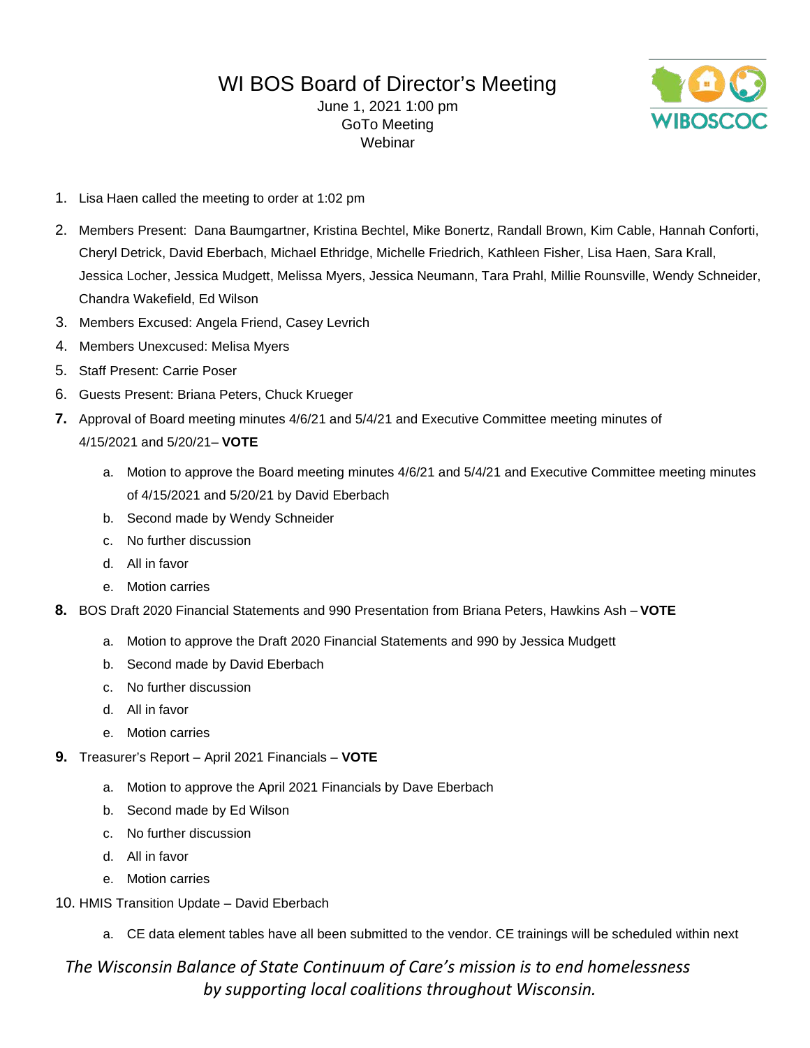# WI BOS Board of Director's Meeting

June 1, 2021 1:00 pm
GoTo Meeting
Webinar

WIBOSCOC

1. Lisa Haen called the meeting to order at 1:02 pm
2. Members Present: Dana Baumgartner, Kristina Bechtel, Mike Bonertz, Randall Brown, Kim Cable, Hannah Conforti, Cheryl Detrick, David Eberbach, Michael Ethridge, Michelle Friedrich, Kathleen Fisher, Lisa Haen, Sara Krall, Jessica Locher, Jessica Mudgett, Melissa Myers, Jessica Neumann, Tara Prahl, Millie Rounsville, Wendy Schneider, Chandra Wakefield, Ed Wilson
3. Members Excused: Angela Friend, Casey Levrich
4. Members Unexcused: Melisa Myers
5. Staff Present: Carrie Poser
6. Guests Present: Briana Peters, Chuck Krueger
7. Approval of Board meeting minutes 4/6/21 and 5/4/21 and Executive Committee meeting minutes of 4/15/2021 and 5/20/21– **VOTE**
   a. Motion to approve the Board meeting minutes 4/6/21 and 5/4/21 and Executive Committee meeting minutes of 4/15/2021 and 5/20/21 by David Eberbach
   b. Second made by Wendy Schneider
   c. No further discussion
   d. All in favor
   e. Motion carries
8. BOS Draft 2020 Financial Statements and 990 Presentation from Briana Peters, Hawkins Ash – **VOTE**
   a. Motion to approve the Draft 2020 Financial Statements and 990 by Jessica Mudgett
   b. Second made by David Eberbach
   c. No further discussion
   d. All in favor
   e. Motion carries
9. Treasurer's Report – April 2021 Financials – **VOTE**
   a. Motion to approve the April 2021 Financials by Dave Eberbach
   b. Second made by Ed Wilson
   c. No further discussion
   d. All in favor
   e. Motion carries
10. HMIS Transition Update – David Eberbach
    a. CE data element tables have all been submitted to the vendor. CE trainings will be scheduled within next

*The Wisconsin Balance of State Continuum of Care's mission is to end homelessness by supporting local coalitions throughout Wisconsin.*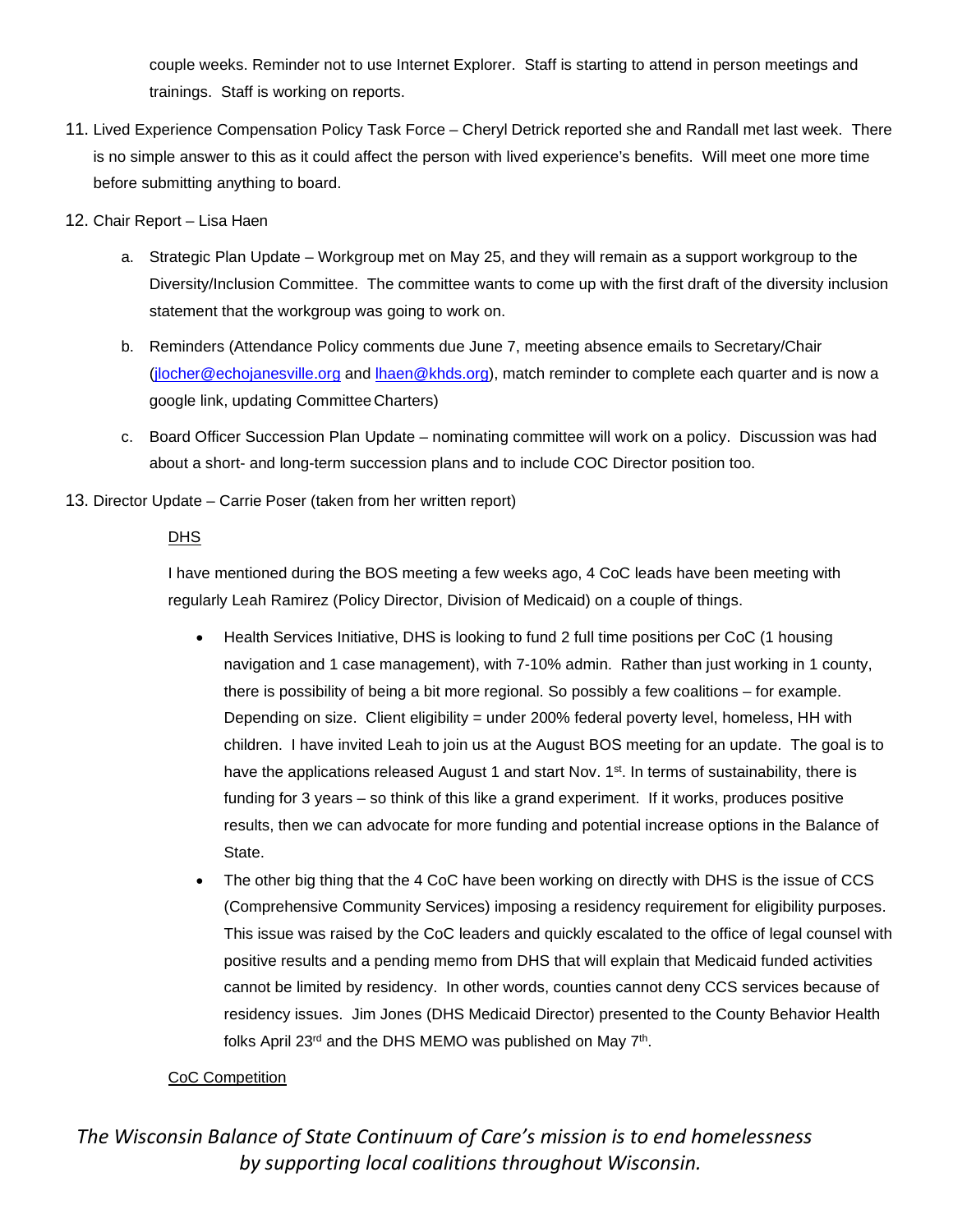couple weeks. Reminder not to use Internet Explorer. Staff is starting to attend in person meetings and trainings. Staff is working on reports.

11. Lived Experience Compensation Policy Task Force – Cheryl Detrick reported she and Randall met last week. There is no simple answer to this as it could affect the person with lived experience's benefits. Will meet one more time before submitting anything to board.

12. Chair Report – Lisa Haen

    a. Strategic Plan Update – Workgroup met on May 25, and they will remain as a support workgroup to the Diversity/Inclusion Committee. The committee wants to come up with the first draft of the diversity inclusion statement that the workgroup was going to work on.

    b. Reminders (Attendance Policy comments due June 7, meeting absence emails to Secretary/Chair (jlocher@echojanesville.org and lhaen@khds.org), match reminder to complete each quarter and is now a google link, updating Committee Charters)

    c. Board Officer Succession Plan Update – nominating committee will work on a policy. Discussion was had about a short- and long-term succession plans and to include COC Director position too.

13. Director Update – Carrie Poser (taken from her written report)

    <u>DHS</u>

    I have mentioned during the BOS meeting a few weeks ago, 4 CoC leads have been meeting with regularly Leah Ramirez (Policy Director, Division of Medicaid) on a couple of things.

    - Health Services Initiative, DHS is looking to fund 2 full time positions per CoC (1 housing navigation and 1 case management), with 7-10% admin. Rather than just working in 1 county, there is possibility of being a bit more regional. So possibly a few coalitions – for example. Depending on size. Client eligibility = under 200% federal poverty level, homeless, HH with children. I have invited Leah to join us at the August BOS meeting for an update. The goal is to have the applications released August 1 and start Nov. 1st. In terms of sustainability, there is funding for 3 years – so think of this like a grand experiment. If it works, produces positive results, then we can advocate for more funding and potential increase options in the Balance of State.
    - The other big thing that the 4 CoC have been working on directly with DHS is the issue of CCS (Comprehensive Community Services) imposing a residency requirement for eligibility purposes. This issue was raised by the CoC leaders and quickly escalated to the office of legal counsel with positive results and a pending memo from DHS that will explain that Medicaid funded activities cannot be limited by residency. In other words, counties cannot deny CCS services because of residency issues. Jim Jones (DHS Medicaid Director) presented to the County Behavior Health folks April 23rd and the DHS MEMO was published on May 7th.

    <u>CoC Competition</u>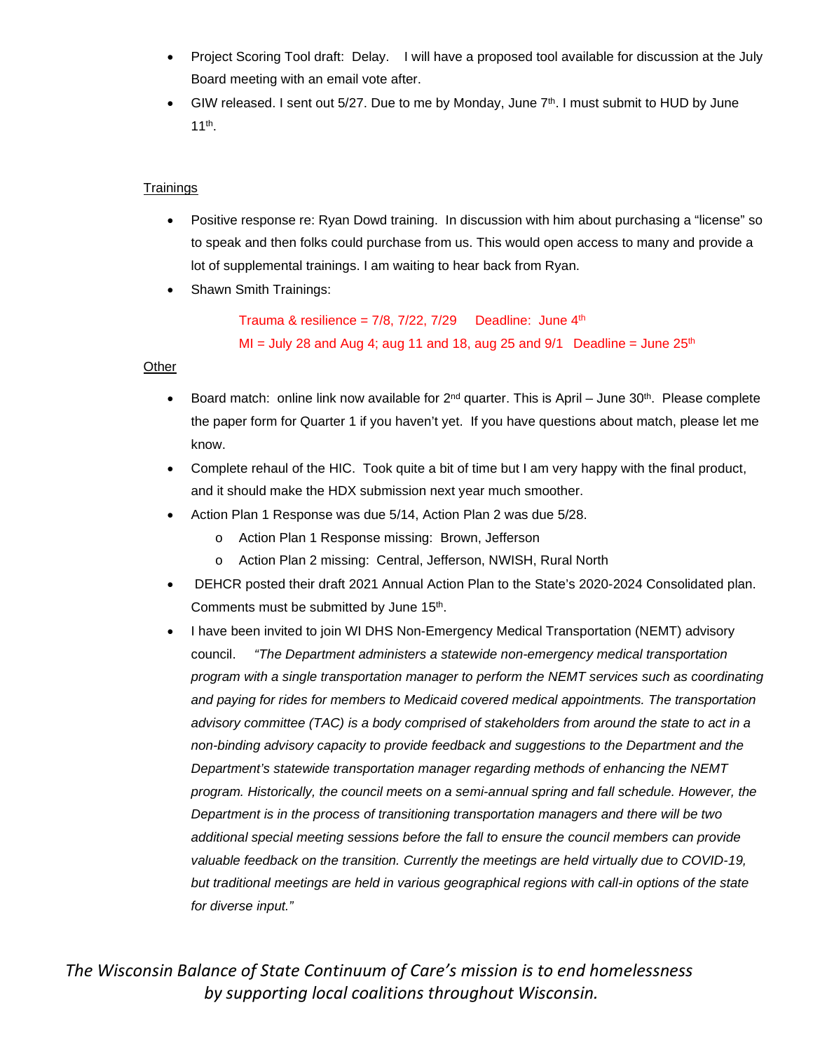- Project Scoring Tool draft: Delay. I will have a proposed tool available for discussion at the July Board meeting with an email vote after.
- GIW released. I sent out 5/27. Due to me by Monday, June 7th. I must submit to HUD by June 11th.

Trainings

- Positive response re: Ryan Dowd training. In discussion with him about purchasing a "license" so to speak and then folks could purchase from us. This would open access to many and provide a lot of supplemental trainings. I am waiting to hear back from Ryan.
- Shawn Smith Trainings:

  Trauma & resilience = 7/8, 7/22, 7/29   Deadline: June 4th

  MI = July 28 and Aug 4; aug 11 and 18, aug 25 and 9/1   Deadline = June 25th

Other

- Board match: online link now available for 2nd quarter. This is April – June 30th. Please complete the paper form for Quarter 1 if you haven't yet. If you have questions about match, please let me know.
- Complete rehaul of the HIC. Took quite a bit of time but I am very happy with the final product, and it should make the HDX submission next year much smoother.
- Action Plan 1 Response was due 5/14, Action Plan 2 was due 5/28.
  - Action Plan 1 Response missing: Brown, Jefferson
  - Action Plan 2 missing: Central, Jefferson, NWISH, Rural North
- DEHCR posted their draft 2021 Annual Action Plan to the State's 2020-2024 Consolidated plan. Comments must be submitted by June 15th.
- I have been invited to join WI DHS Non-Emergency Medical Transportation (NEMT) advisory council. *"The Department administers a statewide non-emergency medical transportation program with a single transportation manager to perform the NEMT services such as coordinating and paying for rides for members to Medicaid covered medical appointments. The transportation advisory committee (TAC) is a body comprised of stakeholders from around the state to act in a non-binding advisory capacity to provide feedback and suggestions to the Department and the Department's statewide transportation manager regarding methods of enhancing the NEMT program. Historically, the council meets on a semi-annual spring and fall schedule. However, the Department is in the process of transitioning transportation managers and there will be two additional special meeting sessions before the fall to ensure the council members can provide valuable feedback on the transition. Currently the meetings are held virtually due to COVID-19, but traditional meetings are held in various geographical regions with call-in options of the state for diverse input."*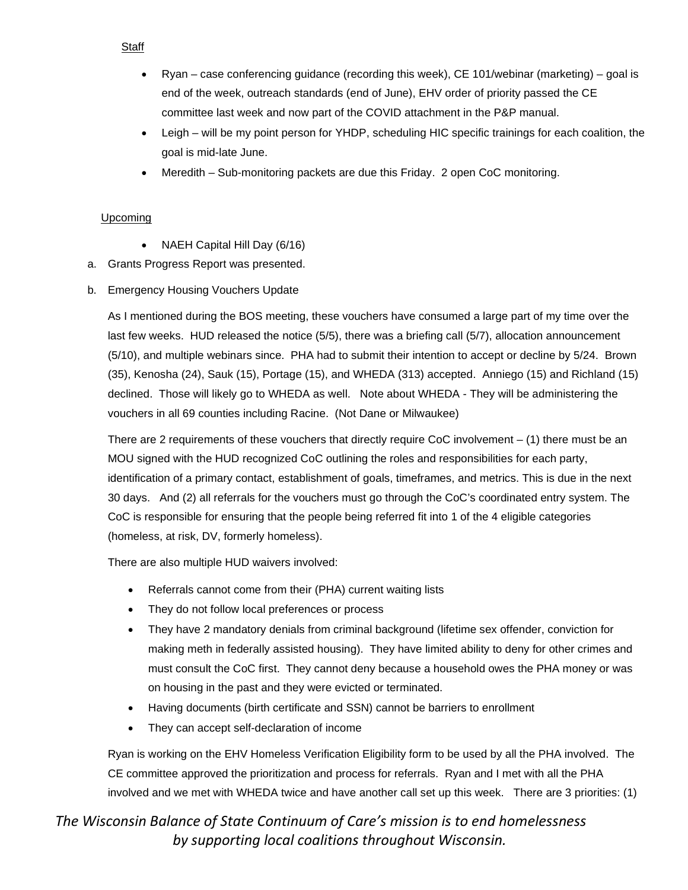Staff

- Ryan – case conferencing guidance (recording this week), CE 101/webinar (marketing) – goal is end of the week, outreach standards (end of June), EHV order of priority passed the CE committee last week and now part of the COVID attachment in the P&P manual.
- Leigh – will be my point person for YHDP, scheduling HIC specific trainings for each coalition, the goal is mid-late June.
- Meredith – Sub-monitoring packets are due this Friday. 2 open CoC monitoring.

Upcoming

- NAEH Capital Hill Day (6/16)

a. Grants Progress Report was presented.

b. Emergency Housing Vouchers Update

As I mentioned during the BOS meeting, these vouchers have consumed a large part of my time over the last few weeks. HUD released the notice (5/5), there was a briefing call (5/7), allocation announcement (5/10), and multiple webinars since. PHA had to submit their intention to accept or decline by 5/24. Brown (35), Kenosha (24), Sauk (15), Portage (15), and WHEDA (313) accepted. Anniego (15) and Richland (15) declined. Those will likely go to WHEDA as well. Note about WHEDA - They will be administering the vouchers in all 69 counties including Racine. (Not Dane or Milwaukee)

There are 2 requirements of these vouchers that directly require CoC involvement – (1) there must be an MOU signed with the HUD recognized CoC outlining the roles and responsibilities for each party, identification of a primary contact, establishment of goals, timeframes, and metrics. This is due in the next 30 days. And (2) all referrals for the vouchers must go through the CoC's coordinated entry system. The CoC is responsible for ensuring that the people being referred fit into 1 of the 4 eligible categories (homeless, at risk, DV, formerly homeless).

There are also multiple HUD waivers involved:

- Referrals cannot come from their (PHA) current waiting lists
- They do not follow local preferences or process
- They have 2 mandatory denials from criminal background (lifetime sex offender, conviction for making meth in federally assisted housing). They have limited ability to deny for other crimes and must consult the CoC first. They cannot deny because a household owes the PHA money or was on housing in the past and they were evicted or terminated.
- Having documents (birth certificate and SSN) cannot be barriers to enrollment
- They can accept self-declaration of income

Ryan is working on the EHV Homeless Verification Eligibility form to be used by all the PHA involved. The CE committee approved the prioritization and process for referrals. Ryan and I met with all the PHA involved and we met with WHEDA twice and have another call set up this week. There are 3 priorities: (1)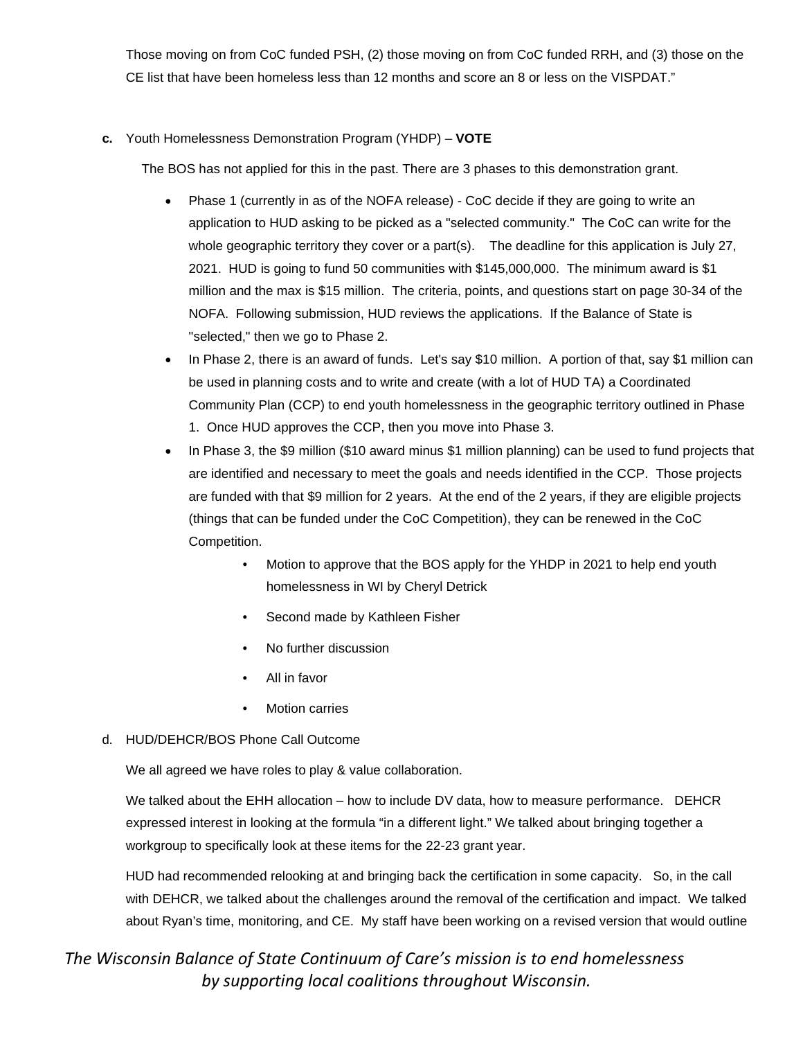Those moving on from CoC funded PSH, (2) those moving on from CoC funded RRH, and (3) those on the CE list that have been homeless less than 12 months and score an 8 or less on the VISPDAT."

**c.** Youth Homelessness Demonstration Program (YHDP) – **VOTE**

The BOS has not applied for this in the past. There are 3 phases to this demonstration grant.

- Phase 1 (currently in as of the NOFA release) - CoC decide if they are going to write an application to HUD asking to be picked as a "selected community." The CoC can write for the whole geographic territory they cover or a part(s). The deadline for this application is July 27, 2021. HUD is going to fund 50 communities with $145,000,000. The minimum award is $1 million and the max is $15 million. The criteria, points, and questions start on page 30-34 of the NOFA. Following submission, HUD reviews the applications. If the Balance of State is "selected," then we go to Phase 2.
- In Phase 2, there is an award of funds. Let's say $10 million. A portion of that, say $1 million can be used in planning costs and to write and create (with a lot of HUD TA) a Coordinated Community Plan (CCP) to end youth homelessness in the geographic territory outlined in Phase 1. Once HUD approves the CCP, then you move into Phase 3.
- In Phase 3, the $9 million ($10 award minus $1 million planning) can be used to fund projects that are identified and necessary to meet the goals and needs identified in the CCP. Those projects are funded with that $9 million for 2 years. At the end of the 2 years, if they are eligible projects (things that can be funded under the CoC Competition), they can be renewed in the CoC Competition.
  - Motion to approve that the BOS apply for the YHDP in 2021 to help end youth homelessness in WI by Cheryl Detrick
  - Second made by Kathleen Fisher
  - No further discussion
  - All in favor
  - Motion carries

d. HUD/DEHCR/BOS Phone Call Outcome

We all agreed we have roles to play & value collaboration.

We talked about the EHH allocation – how to include DV data, how to measure performance. DEHCR expressed interest in looking at the formula "in a different light." We talked about bringing together a workgroup to specifically look at these items for the 22-23 grant year.

HUD had recommended relooking at and bringing back the certification in some capacity. So, in the call with DEHCR, we talked about the challenges around the removal of the certification and impact. We talked about Ryan's time, monitoring, and CE. My staff have been working on a revised version that would outline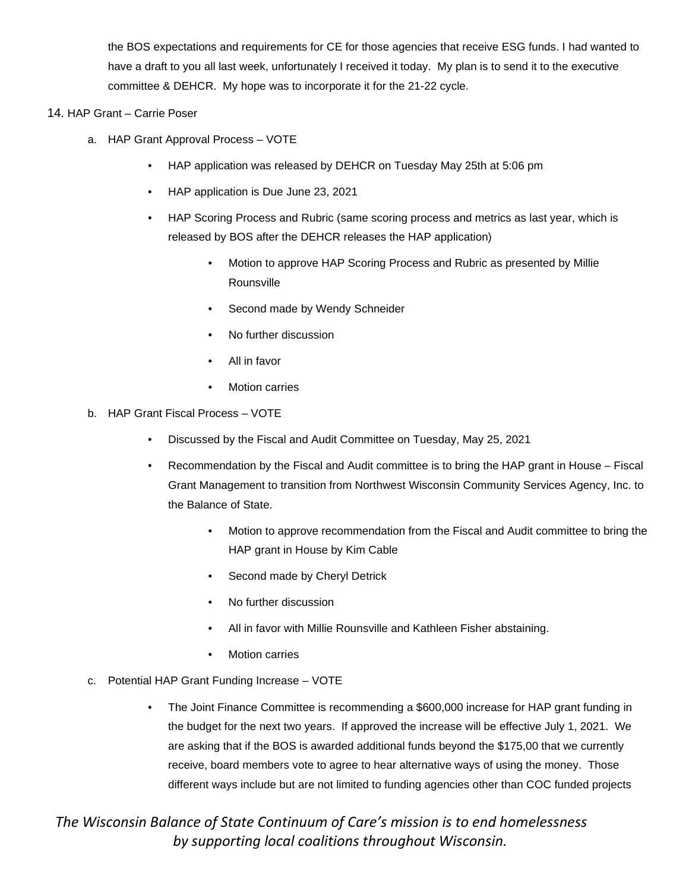the BOS expectations and requirements for CE for those agencies that receive ESG funds. I had wanted to have a draft to you all last week, unfortunately I received it today. My plan is to send it to the executive committee & DEHCR. My hope was to incorporate it for the 21-22 cycle.

14. HAP Grant – Carrie Poser

   a. HAP Grant Approval Process – VOTE

      - HAP application was released by DEHCR on Tuesday May 25th at 5:06 pm
      - HAP application is Due June 23, 2021
      - HAP Scoring Process and Rubric (same scoring process and metrics as last year, which is released by BOS after the DEHCR releases the HAP application)
         - Motion to approve HAP Scoring Process and Rubric as presented by Millie Rounsville
         - Second made by Wendy Schneider
         - No further discussion
         - All in favor
         - Motion carries

   b. HAP Grant Fiscal Process – VOTE

      - Discussed by the Fiscal and Audit Committee on Tuesday, May 25, 2021
      - Recommendation by the Fiscal and Audit committee is to bring the HAP grant in House – Fiscal Grant Management to transition from Northwest Wisconsin Community Services Agency, Inc. to the Balance of State.
         - Motion to approve recommendation from the Fiscal and Audit committee to bring the HAP grant in House by Kim Cable
         - Second made by Cheryl Detrick
         - No further discussion
         - All in favor with Millie Rounsville and Kathleen Fisher abstaining.
         - Motion carries

   c. Potential HAP Grant Funding Increase – VOTE

      - The Joint Finance Committee is recommending a $600,000 increase for HAP grant funding in the budget for the next two years. If approved the increase will be effective July 1, 2021. We are asking that if the BOS is awarded additional funds beyond the $175,00 that we currently receive, board members vote to agree to hear alternative ways of using the money. Those different ways include but are not limited to funding agencies other than COC funded projects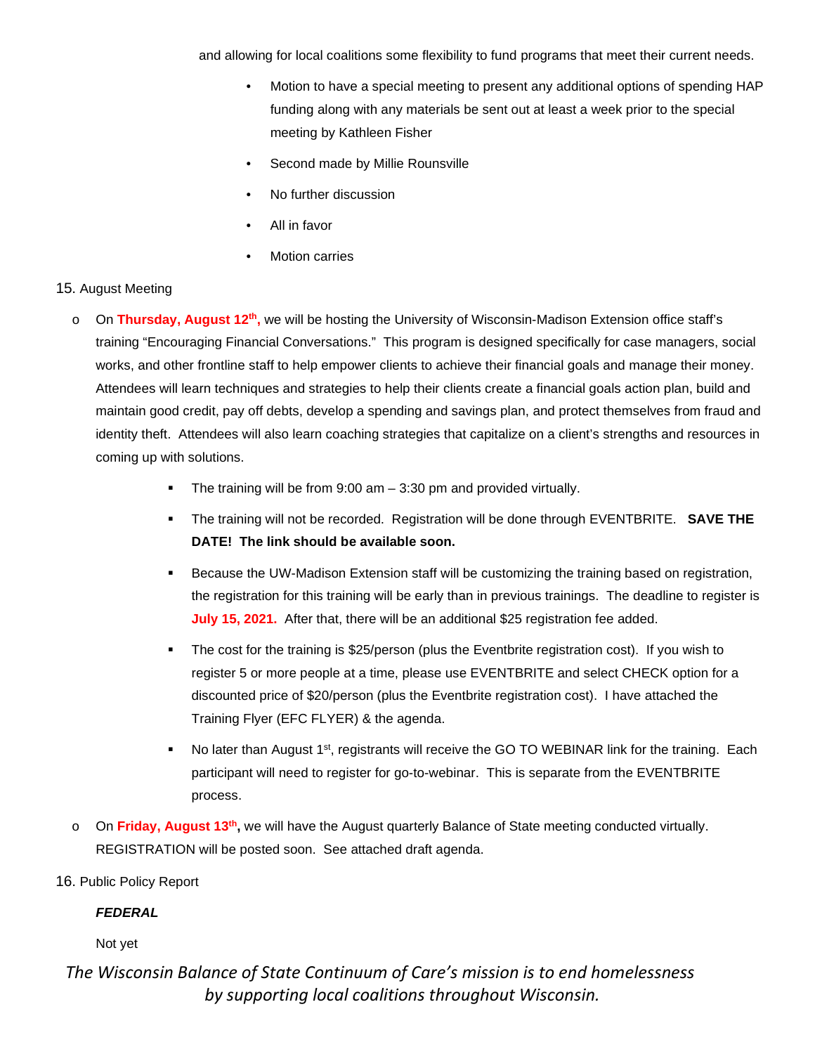and allowing for local coalitions some flexibility to fund programs that meet their current needs.

- Motion to have a special meeting to present any additional options of spending HAP funding along with any materials be sent out at least a week prior to the special meeting by Kathleen Fisher
- Second made by Millie Rounsville
- No further discussion
- All in favor
- Motion carries

15. August Meeting

- On **Thursday, August 12th,** we will be hosting the University of Wisconsin-Madison Extension office staff's training "Encouraging Financial Conversations." This program is designed specifically for case managers, social works, and other frontline staff to help empower clients to achieve their financial goals and manage their money. Attendees will learn techniques and strategies to help their clients create a financial goals action plan, build and maintain good credit, pay off debts, develop a spending and savings plan, and protect themselves from fraud and identity theft. Attendees will also learn coaching strategies that capitalize on a client's strengths and resources in coming up with solutions.
  - The training will be from 9:00 am – 3:30 pm and provided virtually.
  - The training will not be recorded. Registration will be done through EVENTBRITE. **SAVE THE DATE! The link should be available soon.**
  - Because the UW-Madison Extension staff will be customizing the training based on registration, the registration for this training will be early than in previous trainings. The deadline to register is **July 15, 2021.** After that, there will be an additional $25 registration fee added.
  - The cost for the training is $25/person (plus the Eventbrite registration cost). If you wish to register 5 or more people at a time, please use EVENTBRITE and select CHECK option for a discounted price of $20/person (plus the Eventbrite registration cost). I have attached the Training Flyer (EFC FLYER) & the agenda.
  - No later than August 1st, registrants will receive the GO TO WEBINAR link for the training. Each participant will need to register for go-to-webinar. This is separate from the EVENTBRITE process.
- On **Friday, August 13th,** we will have the August quarterly Balance of State meeting conducted virtually. REGISTRATION will be posted soon. See attached draft agenda.

16. Public Policy Report

***FEDERAL***

Not yet

*The Wisconsin Balance of State Continuum of Care's mission is to end homelessness by supporting local coalitions throughout Wisconsin.*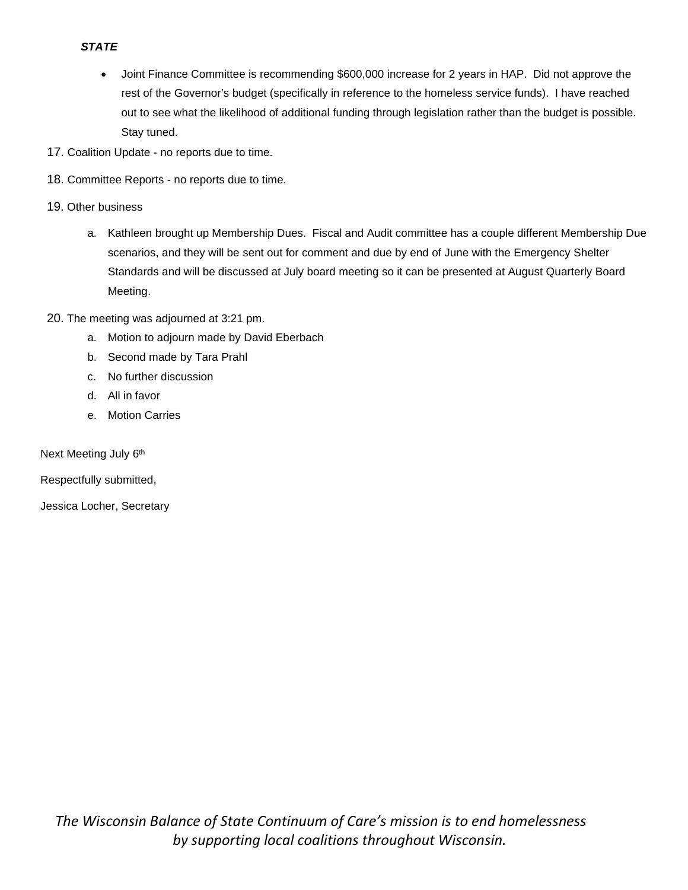***STATE***

- Joint Finance Committee is recommending $600,000 increase for 2 years in HAP. Did not approve the rest of the Governor's budget (specifically in reference to the homeless service funds). I have reached out to see what the likelihood of additional funding through legislation rather than the budget is possible. Stay tuned.

17. Coalition Update - no reports due to time.

18. Committee Reports - no reports due to time.

19. Other business

    a. Kathleen brought up Membership Dues. Fiscal and Audit committee has a couple different Membership Due scenarios, and they will be sent out for comment and due by end of June with the Emergency Shelter Standards and will be discussed at July board meeting so it can be presented at August Quarterly Board Meeting.

20. The meeting was adjourned at 3:21 pm.
    a. Motion to adjourn made by David Eberbach
    b. Second made by Tara Prahl
    c. No further discussion
    d. All in favor
    e. Motion Carries

Next Meeting July 6th

Respectfully submitted,

Jessica Locher, Secretary

*The Wisconsin Balance of State Continuum of Care's mission is to end homelessness by supporting local coalitions throughout Wisconsin.*